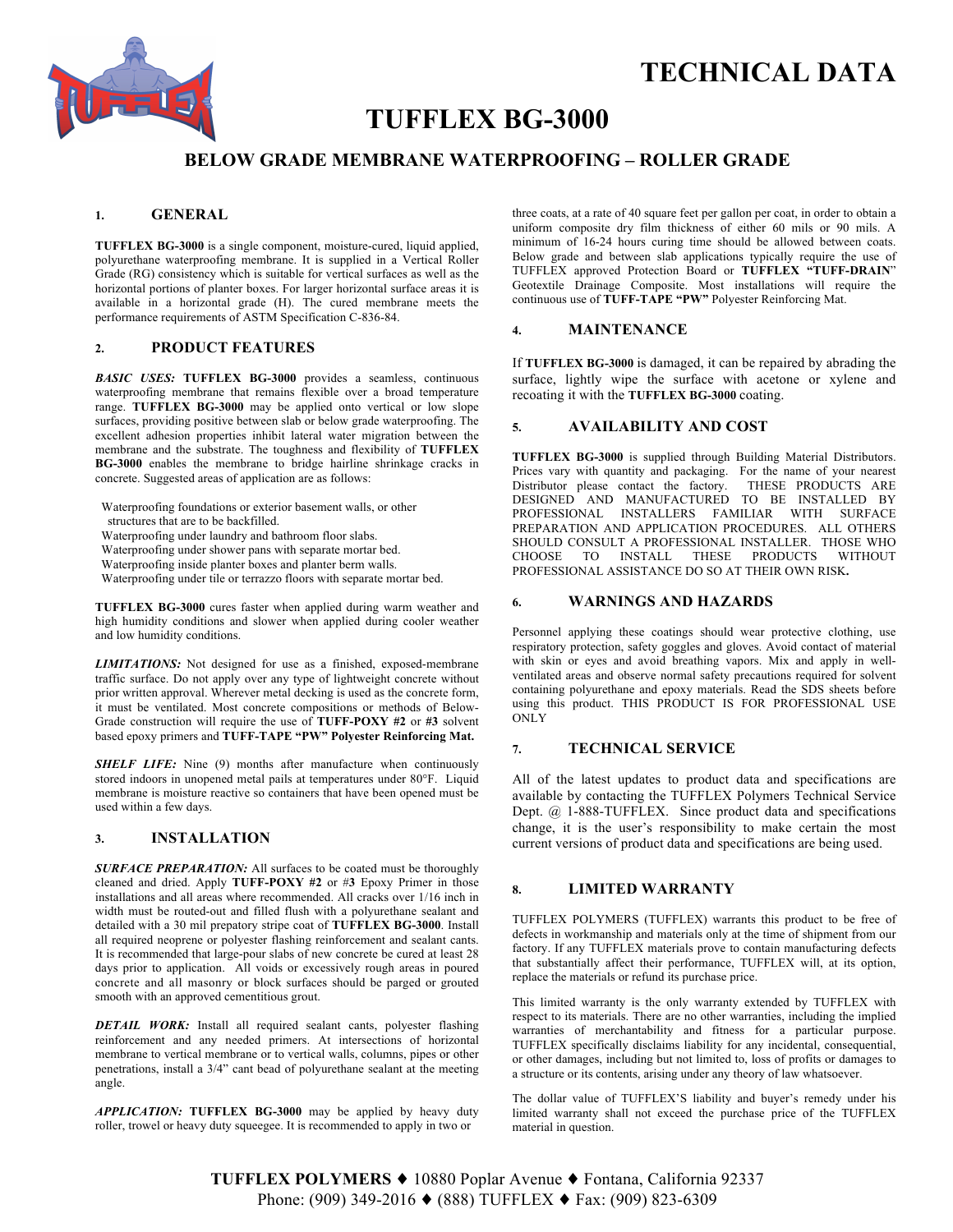# TECHNICAL DATA

# TUFFLEX BG-3000

## BELOW GRADE MEMBRANE WATERPROOFING – ROLLER GRADE

### 1. GENERAL

**TUFFLEX BG-3000** is a single component, moisture-cured, liquid applied, polyurethane waterproofing membrane. It is supplied in a Vertical Roller Grade (RG) consistency which is suitable for vertical surfaces as well as the horizontal portions of planter boxes. For larger horizontal surface areas it is available in a horizontal grade (H). The cured membrane meets the performance requirements of ASTM Specification C-836-84.

### 2. PRODUCT FEATURES

***BASIC USES:*** **TUFFLEX BG-3000** provides a seamless, continuous waterproofing membrane that remains flexible over a broad temperature range. **TUFFLEX BG-3000** may be applied onto vertical or low slope surfaces, providing positive between slab or below grade waterproofing. The excellent adhesion properties inhibit lateral water migration between the membrane and the substrate. The toughness and flexibility of **TUFFLEX BG-3000** enables the membrane to bridge hairline shrinkage cracks in concrete. Suggested areas of application are as follows:

- Waterproofing foundations or exterior basement walls, or other structures that are to be backfilled.
- Waterproofing under laundry and bathroom floor slabs.
- Waterproofing under shower pans with separate mortar bed.
- Waterproofing inside planter boxes and planter berm walls.
- Waterproofing under tile or terrazzo floors with separate mortar bed.

**TUFFLEX BG-3000** cures faster when applied during warm weather and high humidity conditions and slower when applied during cooler weather and low humidity conditions.

***LIMITATIONS:*** Not designed for use as a finished, exposed-membrane traffic surface. Do not apply over any type of lightweight concrete without prior written approval. Wherever metal decking is used as the concrete form, it must be ventilated. Most concrete compositions or methods of Below-Grade construction will require the use of **TUFF-POXY #2** or **#3** solvent based epoxy primers and **TUFF-TAPE "PW" Polyester Reinforcing Mat.**

***SHELF LIFE:*** Nine (9) months after manufacture when continuously stored indoors in unopened metal pails at temperatures under 80°F. Liquid membrane is moisture reactive so containers that have been opened must be used within a few days.

### 3. INSTALLATION

***SURFACE PREPARATION:*** All surfaces to be coated must be thoroughly cleaned and dried. Apply **TUFF-POXY #2** or #**3** Epoxy Primer in those installations and all areas where recommended. All cracks over 1/16 inch in width must be routed-out and filled flush with a polyurethane sealant and detailed with a 30 mil prepatory stripe coat of **TUFFLEX BG-3000**. Install all required neoprene or polyester flashing reinforcement and sealant cants. It is recommended that large-pour slabs of new concrete be cured at least 28 days prior to application. All voids or excessively rough areas in poured concrete and all masonry or block surfaces should be parged or grouted smooth with an approved cementitious grout.

***DETAIL WORK:*** Install all required sealant cants, polyester flashing reinforcement and any needed primers. At intersections of horizontal membrane to vertical membrane or to vertical walls, columns, pipes or other penetrations, install a 3/4" cant bead of polyurethane sealant at the meeting angle.

***APPLICATION:*** **TUFFLEX BG-3000** may be applied by heavy duty roller, trowel or heavy duty squeegee. It is recommended to apply in two or three coats, at a rate of 40 square feet per gallon per coat, in order to obtain a uniform composite dry film thickness of either 60 mils or 90 mils. A minimum of 16-24 hours curing time should be allowed between coats. Below grade and between slab applications typically require the use of TUFFLEX approved Protection Board or **TUFFLEX "TUFF-DRAIN**" Geotextile Drainage Composite. Most installations will require the continuous use of **TUFF-TAPE "PW"** Polyester Reinforcing Mat.

### 4. MAINTENANCE

If **TUFFLEX BG-3000** is damaged, it can be repaired by abrading the surface, lightly wipe the surface with acetone or xylene and recoating it with the **TUFFLEX BG-3000** coating.

### 5. AVAILABILITY AND COST

**TUFFLEX BG-3000** is supplied through Building Material Distributors. Prices vary with quantity and packaging. For the name of your nearest Distributor please contact the factory. THESE PRODUCTS ARE DESIGNED AND MANUFACTURED TO BE INSTALLED BY PROFESSIONAL INSTALLERS FAMILIAR WITH SURFACE PREPARATION AND APPLICATION PROCEDURES. ALL OTHERS SHOULD CONSULT A PROFESSIONAL INSTALLER. THOSE WHO CHOOSE TO INSTALL THESE PRODUCTS WITHOUT PROFESSIONAL ASSISTANCE DO SO AT THEIR OWN RISK**.**

### 6. WARNINGS AND HAZARDS

Personnel applying these coatings should wear protective clothing, use respiratory protection, safety goggles and gloves. Avoid contact of material with skin or eyes and avoid breathing vapors. Mix and apply in well-ventilated areas and observe normal safety precautions required for solvent containing polyurethane and epoxy materials. Read the SDS sheets before using this product. THIS PRODUCT IS FOR PROFESSIONAL USE ONLY

### 7. TECHNICAL SERVICE

All of the latest updates to product data and specifications are available by contacting the TUFFLEX Polymers Technical Service Dept. @ 1-888-TUFFLEX. Since product data and specifications change, it is the user's responsibility to make certain the most current versions of product data and specifications are being used.

### 8. LIMITED WARRANTY

TUFFLEX POLYMERS (TUFFLEX) warrants this product to be free of defects in workmanship and materials only at the time of shipment from our factory. If any TUFFLEX materials prove to contain manufacturing defects that substantially affect their performance, TUFFLEX will, at its option, replace the materials or refund its purchase price.

This limited warranty is the only warranty extended by TUFFLEX with respect to its materials. There are no other warranties, including the implied warranties of merchantability and fitness for a particular purpose. TUFFLEX specifically disclaims liability for any incidental, consequential, or other damages, including but not limited to, loss of profits or damages to a structure or its contents, arising under any theory of law whatsoever.

The dollar value of TUFFLEX'S liability and buyer's remedy under his limited warranty shall not exceed the purchase price of the TUFFLEX material in question.

**TUFFLEX POLYMERS** ♦ 10880 Poplar Avenue ♦ Fontana, California 92337
Phone: (909) 349-2016 ♦ (888) TUFFLEX ♦ Fax: (909) 823-6309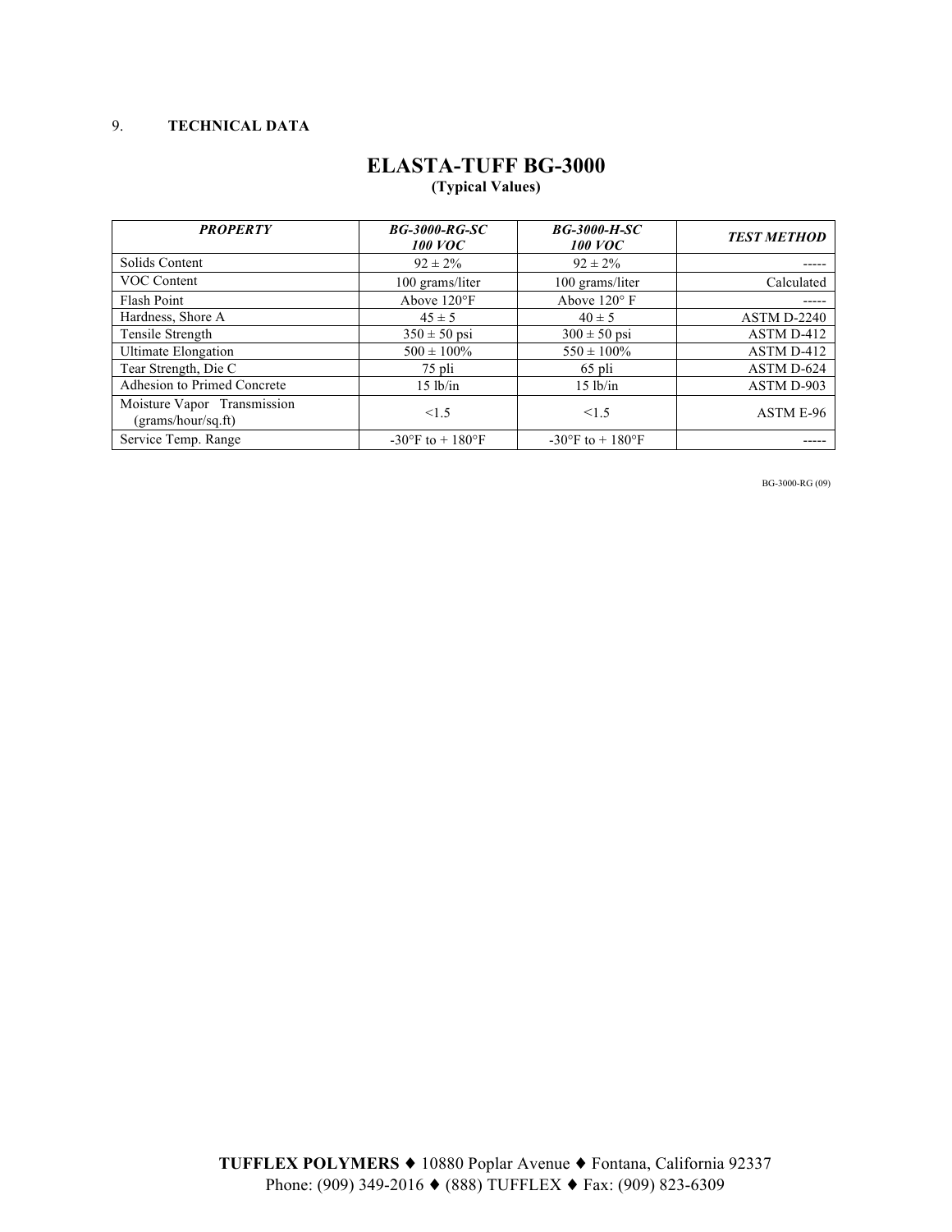9. **TECHNICAL DATA**

# ELASTA-TUFF BG-3000

**(Typical Values)**

| ***PROPERTY*** | ***BG-3000-RG-SC 100 VOC*** | ***BG-3000-H-SC 100 VOC*** | ***TEST METHOD*** |
|---|---|---|---|
| Solids Content | 92 ± 2% | 92 ± 2% | ----- |
| VOC Content | 100 grams/liter | 100 grams/liter | Calculated |
| Flash Point | Above 120°F | Above 120° F | ----- |
| Hardness, Shore A | 45 ± 5 | 40 ± 5 | ASTM D-2240 |
| Tensile Strength | 350 ± 50 psi | 300 ± 50 psi | ASTM D-412 |
| Ultimate Elongation | 500 ± 100% | 550 ± 100% | ASTM D-412 |
| Tear Strength, Die C | 75 pli | 65 pli | ASTM D-624 |
| Adhesion to Primed Concrete | 15 lb/in | 15 lb/in | ASTM D-903 |
| Moisture Vapor Transmission (grams/hour/sq.ft) | <1.5 | <1.5 | ASTM E-96 |
| Service Temp. Range | -30°F to + 180°F | -30°F to + 180°F | ----- |

BG-3000-RG (09)

**TUFFLEX POLYMERS** ♦ 10880 Poplar Avenue ♦ Fontana, California 92337
Phone: (909) 349-2016 ♦ (888) TUFFLEX ♦ Fax: (909) 823-6309